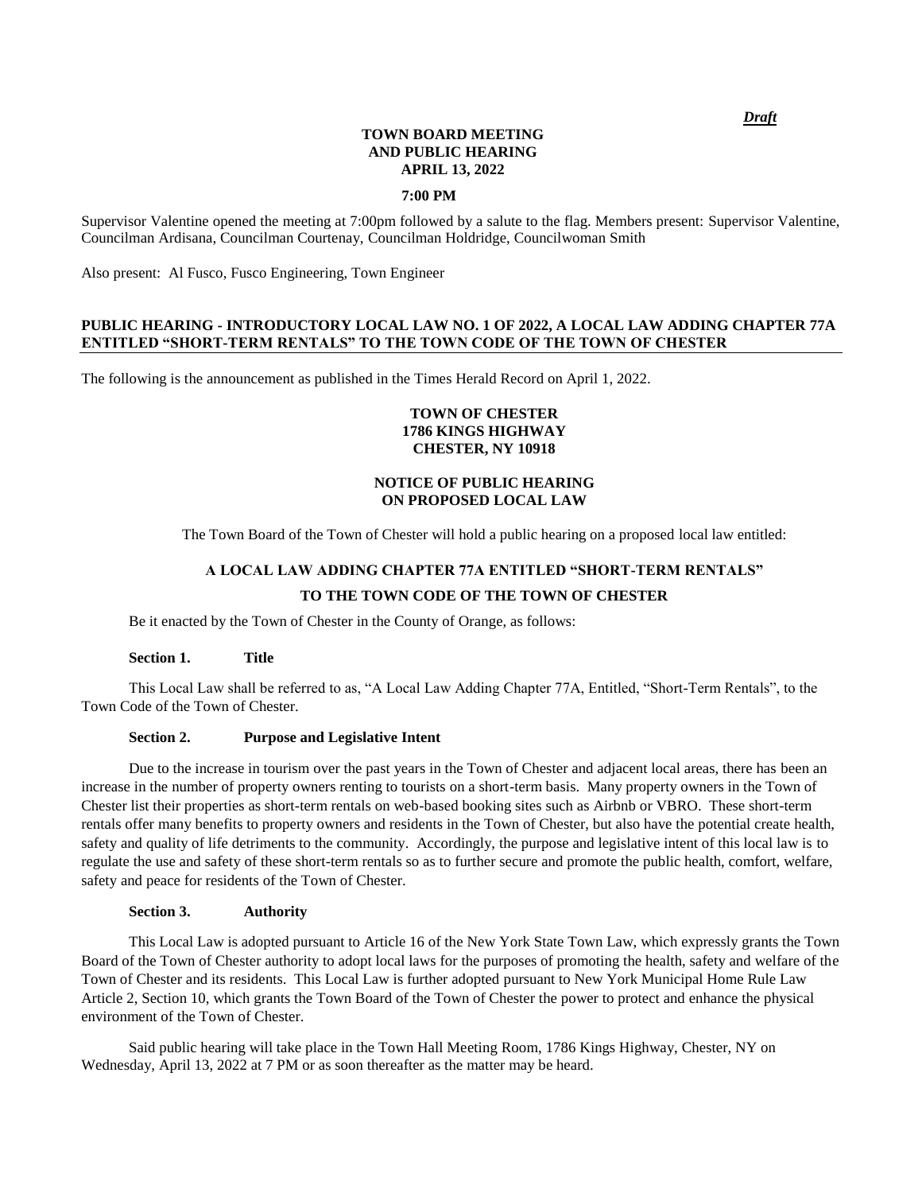*Draft*

**TOWN BOARD MEETING**
**AND PUBLIC HEARING**
**APRIL 13, 2022**

**7:00 PM**

Supervisor Valentine opened the meeting at 7:00pm followed by a salute to the flag. Members present: Supervisor Valentine, Councilman Ardisana, Councilman Courtenay, Councilman Holdridge, Councilwoman Smith

Also present: Al Fusco, Fusco Engineering, Town Engineer

**PUBLIC HEARING - INTRODUCTORY LOCAL LAW NO. 1 OF 2022, A LOCAL LAW ADDING CHAPTER 77A ENTITLED "SHORT-TERM RENTALS" TO THE TOWN CODE OF THE TOWN OF CHESTER**

The following is the announcement as published in the Times Herald Record on April 1, 2022.

**TOWN OF CHESTER**
**1786 KINGS HIGHWAY**
**CHESTER, NY 10918**

**NOTICE OF PUBLIC HEARING**
**ON PROPOSED LOCAL LAW**

The Town Board of the Town of Chester will hold a public hearing on a proposed local law entitled:

**A LOCAL LAW ADDING CHAPTER 77A ENTITLED "SHORT-TERM RENTALS"**

**TO THE TOWN CODE OF THE TOWN OF CHESTER**

Be it enacted by the Town of Chester in the County of Orange, as follows:

**Section 1. Title**

This Local Law shall be referred to as, "A Local Law Adding Chapter 77A, Entitled, "Short-Term Rentals", to the Town Code of the Town of Chester.

**Section 2. Purpose and Legislative Intent**

Due to the increase in tourism over the past years in the Town of Chester and adjacent local areas, there has been an increase in the number of property owners renting to tourists on a short-term basis. Many property owners in the Town of Chester list their properties as short-term rentals on web-based booking sites such as Airbnb or VBRO. These short-term rentals offer many benefits to property owners and residents in the Town of Chester, but also have the potential create health, safety and quality of life detriments to the community. Accordingly, the purpose and legislative intent of this local law is to regulate the use and safety of these short-term rentals so as to further secure and promote the public health, comfort, welfare, safety and peace for residents of the Town of Chester.

**Section 3. Authority**

This Local Law is adopted pursuant to Article 16 of the New York State Town Law, which expressly grants the Town Board of the Town of Chester authority to adopt local laws for the purposes of promoting the health, safety and welfare of the Town of Chester and its residents. This Local Law is further adopted pursuant to New York Municipal Home Rule Law Article 2, Section 10, which grants the Town Board of the Town of Chester the power to protect and enhance the physical environment of the Town of Chester.

Said public hearing will take place in the Town Hall Meeting Room, 1786 Kings Highway, Chester, NY on Wednesday, April 13, 2022 at 7 PM or as soon thereafter as the matter may be heard.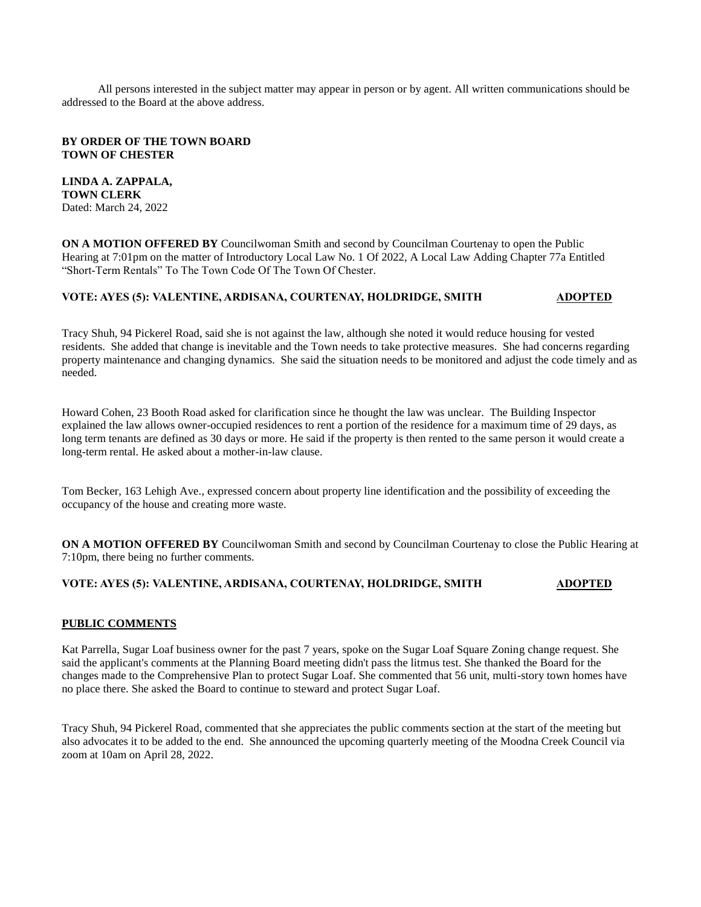All persons interested in the subject matter may appear in person or by agent. All written communications should be addressed to the Board at the above address.

**BY ORDER OF THE TOWN BOARD**
**TOWN OF CHESTER**

**LINDA A. ZAPPALA,**
**TOWN CLERK**
Dated: March 24, 2022

**ON A MOTION OFFERED BY** Councilwoman Smith and second by Councilman Courtenay to open the Public Hearing at 7:01pm on the matter of Introductory Local Law No. 1 Of 2022, A Local Law Adding Chapter 77a Entitled "Short-Term Rentals" To The Town Code Of The Town Of Chester.

**VOTE: AYES (5): VALENTINE, ARDISANA, COURTENAY, HOLDRIDGE, SMITH** **ADOPTED**

Tracy Shuh, 94 Pickerel Road, said she is not against the law, although she noted it would reduce housing for vested residents. She added that change is inevitable and the Town needs to take protective measures. She had concerns regarding property maintenance and changing dynamics. She said the situation needs to be monitored and adjust the code timely and as needed.

Howard Cohen, 23 Booth Road asked for clarification since he thought the law was unclear. The Building Inspector explained the law allows owner-occupied residences to rent a portion of the residence for a maximum time of 29 days, as long term tenants are defined as 30 days or more. He said if the property is then rented to the same person it would create a long-term rental. He asked about a mother-in-law clause.

Tom Becker, 163 Lehigh Ave., expressed concern about property line identification and the possibility of exceeding the occupancy of the house and creating more waste.

**ON A MOTION OFFERED BY** Councilwoman Smith and second by Councilman Courtenay to close the Public Hearing at 7:10pm, there being no further comments.

**VOTE: AYES (5): VALENTINE, ARDISANA, COURTENAY, HOLDRIDGE, SMITH** **ADOPTED**

**PUBLIC COMMENTS**

Kat Parrella, Sugar Loaf business owner for the past 7 years, spoke on the Sugar Loaf Square Zoning change request. She said the applicant's comments at the Planning Board meeting didn't pass the litmus test. She thanked the Board for the changes made to the Comprehensive Plan to protect Sugar Loaf. She commented that 56 unit, multi-story town homes have no place there. She asked the Board to continue to steward and protect Sugar Loaf.

Tracy Shuh, 94 Pickerel Road, commented that she appreciates the public comments section at the start of the meeting but also advocates it to be added to the end. She announced the upcoming quarterly meeting of the Moodna Creek Council via zoom at 10am on April 28, 2022.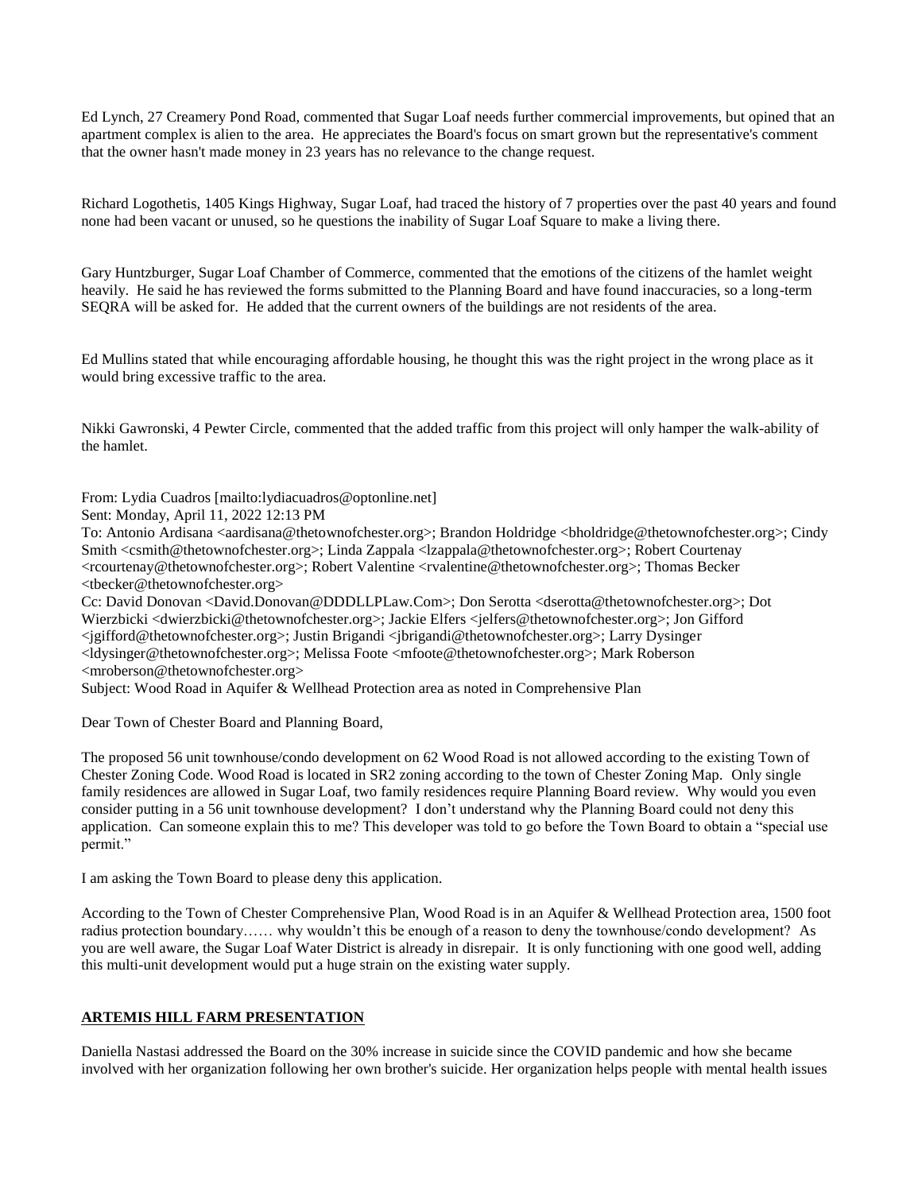Ed Lynch, 27 Creamery Pond Road, commented that Sugar Loaf needs further commercial improvements, but opined that an apartment complex is alien to the area. He appreciates the Board's focus on smart grown but the representative's comment that the owner hasn't made money in 23 years has no relevance to the change request.

Richard Logothetis, 1405 Kings Highway, Sugar Loaf, had traced the history of 7 properties over the past 40 years and found none had been vacant or unused, so he questions the inability of Sugar Loaf Square to make a living there.

Gary Huntzburger, Sugar Loaf Chamber of Commerce, commented that the emotions of the citizens of the hamlet weight heavily. He said he has reviewed the forms submitted to the Planning Board and have found inaccuracies, so a long-term SEQRA will be asked for. He added that the current owners of the buildings are not residents of the area.

Ed Mullins stated that while encouraging affordable housing, he thought this was the right project in the wrong place as it would bring excessive traffic to the area.

Nikki Gawronski, 4 Pewter Circle, commented that the added traffic from this project will only hamper the walk-ability of the hamlet.

From: Lydia Cuadros [mailto:lydiacuadros@optonline.net]
Sent: Monday, April 11, 2022 12:13 PM
To: Antonio Ardisana <aardisana@thetownofchester.org>; Brandon Holdridge <bholdridge@thetownofchester.org>; Cindy Smith <csmith@thetownofchester.org>; Linda Zappala <lzappala@thetownofchester.org>; Robert Courtenay <rcourtenay@thetownofchester.org>; Robert Valentine <rvalentine@thetownofchester.org>; Thomas Becker <tbecker@thetownofchester.org>
Cc: David Donovan <David.Donovan@DDDLLPLaw.Com>; Don Serotta <dserotta@thetownofchester.org>; Dot Wierzbicki <dwierzbicki@thetownofchester.org>; Jackie Elfers <jelfers@thetownofchester.org>; Jon Gifford <jgifford@thetownofchester.org>; Justin Brigandi <jbrigandi@thetownofchester.org>; Larry Dysinger <ldysinger@thetownofchester.org>; Melissa Foote <mfoote@thetownofchester.org>; Mark Roberson <mroberson@thetownofchester.org>
Subject: Wood Road in Aquifer & Wellhead Protection area as noted in Comprehensive Plan

Dear Town of Chester Board and Planning Board,

The proposed 56 unit townhouse/condo development on 62 Wood Road is not allowed according to the existing Town of Chester Zoning Code. Wood Road is located in SR2 zoning according to the town of Chester Zoning Map. Only single family residences are allowed in Sugar Loaf, two family residences require Planning Board review. Why would you even consider putting in a 56 unit townhouse development? I don't understand why the Planning Board could not deny this application. Can someone explain this to me? This developer was told to go before the Town Board to obtain a "special use permit."

I am asking the Town Board to please deny this application.

According to the Town of Chester Comprehensive Plan, Wood Road is in an Aquifer & Wellhead Protection area, 1500 foot radius protection boundary…… why wouldn't this be enough of a reason to deny the townhouse/condo development? As you are well aware, the Sugar Loaf Water District is already in disrepair. It is only functioning with one good well, adding this multi-unit development would put a huge strain on the existing water supply.

**ARTEMIS HILL FARM PRESENTATION**

Daniella Nastasi addressed the Board on the 30% increase in suicide since the COVID pandemic and how she became involved with her organization following her own brother's suicide. Her organization helps people with mental health issues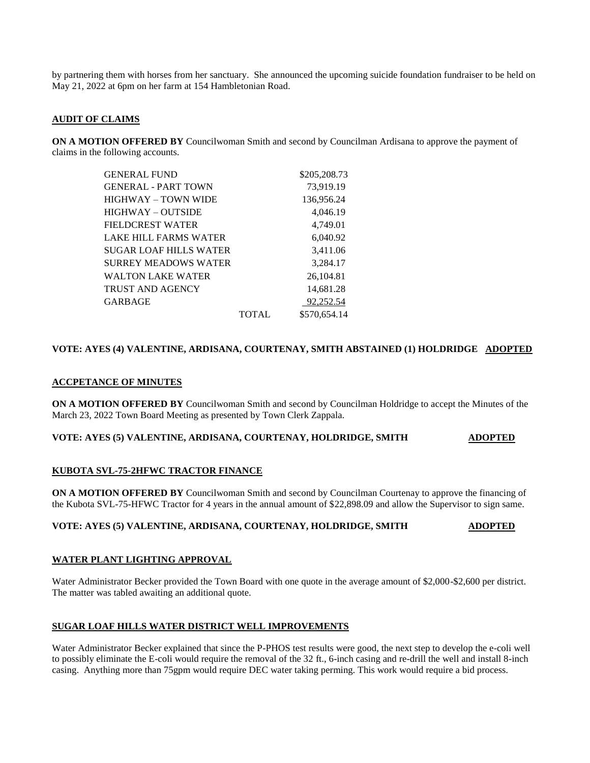by partnering them with horses from her sanctuary. She announced the upcoming suicide foundation fundraiser to be held on May 21, 2022 at 6pm on her farm at 154 Hambletonian Road.

**AUDIT OF CLAIMS**

**ON A MOTION OFFERED BY** Councilwoman Smith and second by Councilman Ardisana to approve the payment of claims in the following accounts.

| | | |
|---|---|---|
| GENERAL FUND | | $205,208.73 |
| GENERAL - PART TOWN | | 73,919.19 |
| HIGHWAY – TOWN WIDE | | 136,956.24 |
| HIGHWAY – OUTSIDE | | 4,046.19 |
| FIELDCREST WATER | | 4,749.01 |
| LAKE HILL FARMS WATER | | 6,040.92 |
| SUGAR LOAF HILLS WATER | | 3,411.06 |
| SURREY MEADOWS WATER | | 3,284.17 |
| WALTON LAKE WATER | | 26,104.81 |
| TRUST AND AGENCY | | 14,681.28 |
| GARBAGE | | 92,252.54 |
| | TOTAL | $570,654.14 |

**VOTE: AYES (4) VALENTINE, ARDISANA, COURTENAY, SMITH ABSTAINED (1) HOLDRIDGE ADOPTED**

**ACCPETANCE OF MINUTES**

**ON A MOTION OFFERED BY** Councilwoman Smith and second by Councilman Holdridge to accept the Minutes of the March 23, 2022 Town Board Meeting as presented by Town Clerk Zappala.

**VOTE: AYES (5) VALENTINE, ARDISANA, COURTENAY, HOLDRIDGE, SMITH ADOPTED**

**KUBOTA SVL-75-2HFWC TRACTOR FINANCE**

**ON A MOTION OFFERED BY** Councilwoman Smith and second by Councilman Courtenay to approve the financing of the Kubota SVL-75-HFWC Tractor for 4 years in the annual amount of $22,898.09 and allow the Supervisor to sign same.

**VOTE: AYES (5) VALENTINE, ARDISANA, COURTENAY, HOLDRIDGE, SMITH ADOPTED**

**WATER PLANT LIGHTING APPROVAL**

Water Administrator Becker provided the Town Board with one quote in the average amount of $2,000-$2,600 per district. The matter was tabled awaiting an additional quote.

**SUGAR LOAF HILLS WATER DISTRICT WELL IMPROVEMENTS**

Water Administrator Becker explained that since the P-PHOS test results were good, the next step to develop the e-coli well to possibly eliminate the E-coli would require the removal of the 32 ft., 6-inch casing and re-drill the well and install 8-inch casing. Anything more than 75gpm would require DEC water taking perming. This work would require a bid process.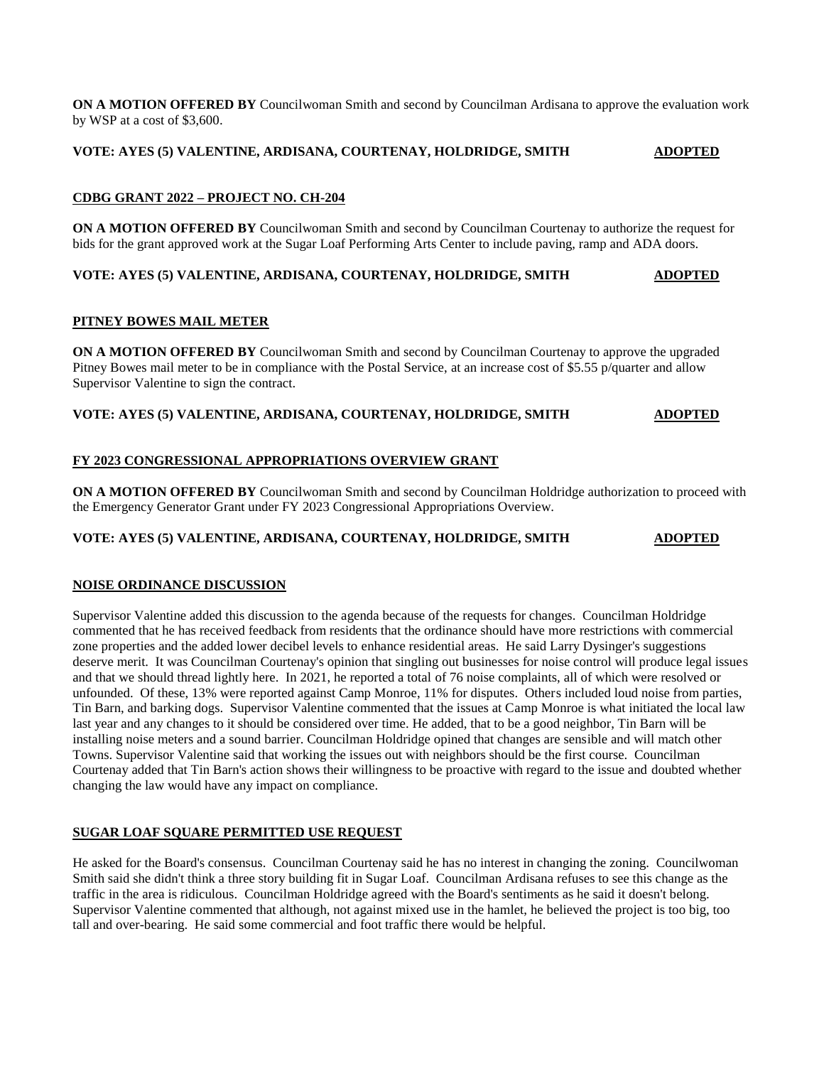**ON A MOTION OFFERED BY** Councilwoman Smith and second by Councilman Ardisana to approve the evaluation work by WSP at a cost of $3,600.

**VOTE: AYES (5) VALENTINE, ARDISANA, COURTENAY, HOLDRIDGE, SMITH** **ADOPTED**

**CDBG GRANT 2022 – PROJECT NO. CH-204**

**ON A MOTION OFFERED BY** Councilwoman Smith and second by Councilman Courtenay to authorize the request for bids for the grant approved work at the Sugar Loaf Performing Arts Center to include paving, ramp and ADA doors.

**VOTE: AYES (5) VALENTINE, ARDISANA, COURTENAY, HOLDRIDGE, SMITH** **ADOPTED**

**PITNEY BOWES MAIL METER**

**ON A MOTION OFFERED BY** Councilwoman Smith and second by Councilman Courtenay to approve the upgraded Pitney Bowes mail meter to be in compliance with the Postal Service, at an increase cost of $5.55 p/quarter and allow Supervisor Valentine to sign the contract.

**VOTE: AYES (5) VALENTINE, ARDISANA, COURTENAY, HOLDRIDGE, SMITH** **ADOPTED**

**FY 2023 CONGRESSIONAL APPROPRIATIONS OVERVIEW GRANT**

**ON A MOTION OFFERED BY** Councilwoman Smith and second by Councilman Holdridge authorization to proceed with the Emergency Generator Grant under FY 2023 Congressional Appropriations Overview.

**VOTE: AYES (5) VALENTINE, ARDISANA, COURTENAY, HOLDRIDGE, SMITH** **ADOPTED**

**NOISE ORDINANCE DISCUSSION**

Supervisor Valentine added this discussion to the agenda because of the requests for changes. Councilman Holdridge commented that he has received feedback from residents that the ordinance should have more restrictions with commercial zone properties and the added lower decibel levels to enhance residential areas. He said Larry Dysinger's suggestions deserve merit. It was Councilman Courtenay's opinion that singling out businesses for noise control will produce legal issues and that we should thread lightly here. In 2021, he reported a total of 76 noise complaints, all of which were resolved or unfounded. Of these, 13% were reported against Camp Monroe, 11% for disputes. Others included loud noise from parties, Tin Barn, and barking dogs. Supervisor Valentine commented that the issues at Camp Monroe is what initiated the local law last year and any changes to it should be considered over time. He added, that to be a good neighbor, Tin Barn will be installing noise meters and a sound barrier. Councilman Holdridge opined that changes are sensible and will match other Towns. Supervisor Valentine said that working the issues out with neighbors should be the first course. Councilman Courtenay added that Tin Barn's action shows their willingness to be proactive with regard to the issue and doubted whether changing the law would have any impact on compliance.

**SUGAR LOAF SQUARE PERMITTED USE REQUEST**

He asked for the Board's consensus. Councilman Courtenay said he has no interest in changing the zoning. Councilwoman Smith said she didn't think a three story building fit in Sugar Loaf. Councilman Ardisana refuses to see this change as the traffic in the area is ridiculous. Councilman Holdridge agreed with the Board's sentiments as he said it doesn't belong. Supervisor Valentine commented that although, not against mixed use in the hamlet, he believed the project is too big, too tall and over-bearing. He said some commercial and foot traffic there would be helpful.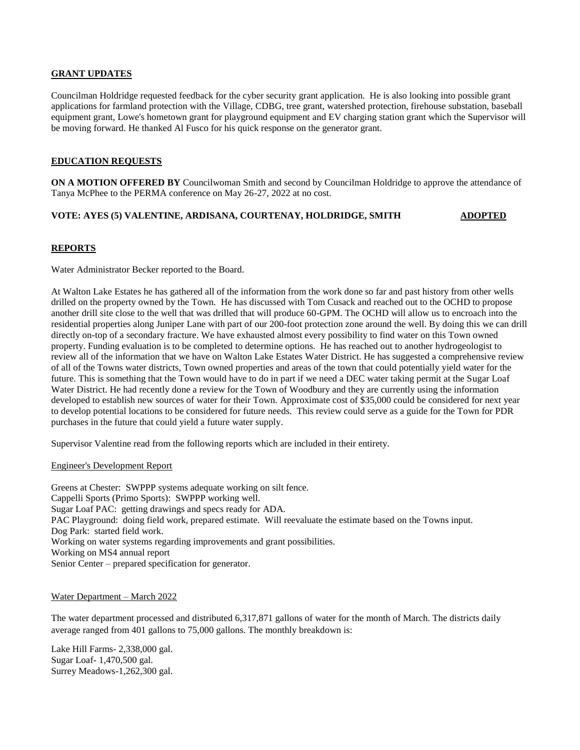## GRANT UPDATES

Councilman Holdridge requested feedback for the cyber security grant application. He is also looking into possible grant applications for farmland protection with the Village, CDBG, tree grant, watershed protection, firehouse substation, baseball equipment grant, Lowe's hometown grant for playground equipment and EV charging station grant which the Supervisor will be moving forward. He thanked Al Fusco for his quick response on the generator grant.

## EDUCATION REQUESTS

**ON A MOTION OFFERED BY** Councilwoman Smith and second by Councilman Holdridge to approve the attendance of Tanya McPhee to the PERMA conference on May 26-27, 2022 at no cost.

**VOTE: AYES (5) VALENTINE, ARDISANA, COURTENAY, HOLDRIDGE, SMITH** **ADOPTED**

## REPORTS

Water Administrator Becker reported to the Board.

At Walton Lake Estates he has gathered all of the information from the work done so far and past history from other wells drilled on the property owned by the Town. He has discussed with Tom Cusack and reached out to the OCHD to propose another drill site close to the well that was drilled that will produce 60-GPM. The OCHD will allow us to encroach into the residential properties along Juniper Lane with part of our 200-foot protection zone around the well. By doing this we can drill directly on-top of a secondary fracture. We have exhausted almost every possibility to find water on this Town owned property. Funding evaluation is to be completed to determine options. He has reached out to another hydrogeologist to review all of the information that we have on Walton Lake Estates Water District. He has suggested a comprehensive review of all of the Towns water districts, Town owned properties and areas of the town that could potentially yield water for the future. This is something that the Town would have to do in part if we need a DEC water taking permit at the Sugar Loaf Water District. He had recently done a review for the Town of Woodbury and they are currently using the information developed to establish new sources of water for their Town. Approximate cost of $35,000 could be considered for next year to develop potential locations to be considered for future needs. This review could serve as a guide for the Town for PDR purchases in the future that could yield a future water supply.

Supervisor Valentine read from the following reports which are included in their entirety.

Engineer's Development Report

Greens at Chester: SWPPP systems adequate working on silt fence.
Cappelli Sports (Primo Sports): SWPPP working well.
Sugar Loaf PAC: getting drawings and specs ready for ADA.
PAC Playground: doing field work, prepared estimate. Will reevaluate the estimate based on the Towns input.
Dog Park: started field work.
Working on water systems regarding improvements and grant possibilities.
Working on MS4 annual report
Senior Center – prepared specification for generator.

Water Department – March 2022

The water department processed and distributed 6,317,871 gallons of water for the month of March. The districts daily average ranged from 401 gallons to 75,000 gallons. The monthly breakdown is:

Lake Hill Farms- 2,338,000 gal.
Sugar Loaf- 1,470,500 gal.
Surrey Meadows-1,262,300 gal.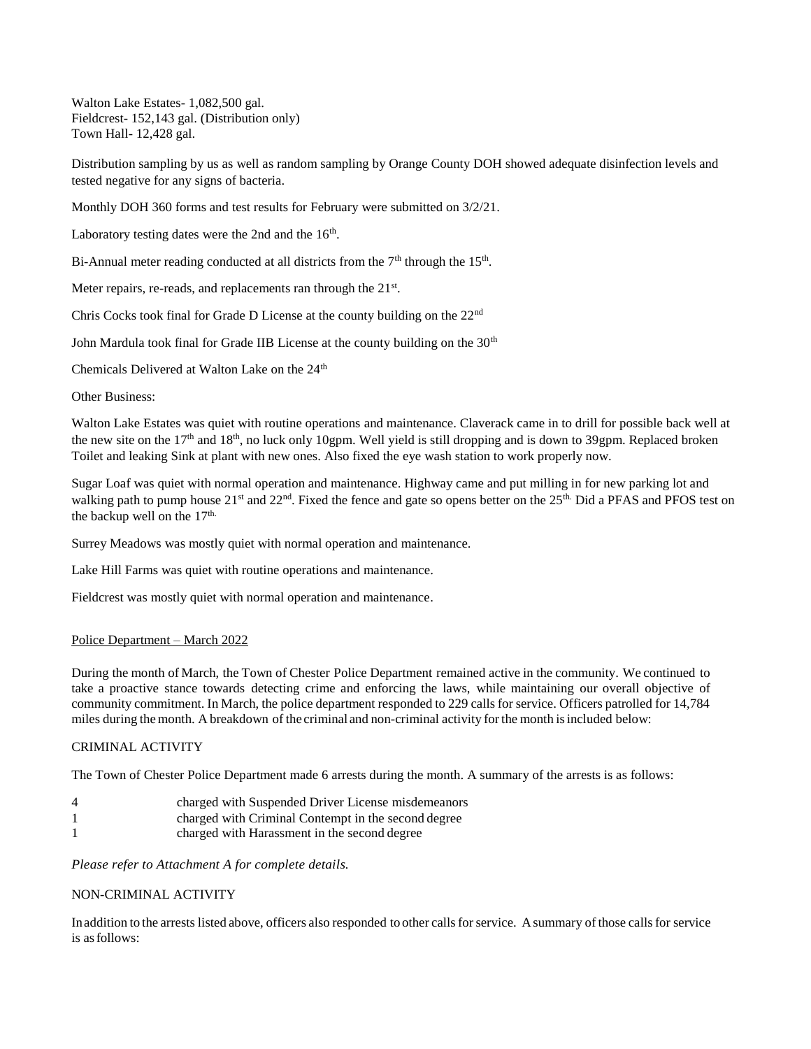Walton Lake Estates- 1,082,500 gal.
Fieldcrest- 152,143 gal. (Distribution only)
Town Hall- 12,428 gal.

Distribution sampling by us as well as random sampling by Orange County DOH showed adequate disinfection levels and tested negative for any signs of bacteria.

Monthly DOH 360 forms and test results for February were submitted on 3/2/21.

Laboratory testing dates were the 2nd and the 16th.

Bi-Annual meter reading conducted at all districts from the 7th through the 15th.

Meter repairs, re-reads, and replacements ran through the 21st.

Chris Cocks took final for Grade D License at the county building on the 22nd

John Mardula took final for Grade IIB License at the county building on the 30th

Chemicals Delivered at Walton Lake on the 24th

Other Business:

Walton Lake Estates was quiet with routine operations and maintenance. Claverack came in to drill for possible back well at the new site on the 17th and 18th, no luck only 10gpm. Well yield is still dropping and is down to 39gpm. Replaced broken Toilet and leaking Sink at plant with new ones. Also fixed the eye wash station to work properly now.

Sugar Loaf was quiet with normal operation and maintenance. Highway came and put milling in for new parking lot and walking path to pump house 21st and 22nd. Fixed the fence and gate so opens better on the 25th. Did a PFAS and PFOS test on the backup well on the 17th.

Surrey Meadows was mostly quiet with normal operation and maintenance.

Lake Hill Farms was quiet with routine operations and maintenance.

Fieldcrest was mostly quiet with normal operation and maintenance.

## Police Department – March 2022

During the month of March, the Town of Chester Police Department remained active in the community. We continued to take a proactive stance towards detecting crime and enforcing the laws, while maintaining our overall objective of community commitment. In March, the police department responded to 229 calls for service. Officers patrolled for 14,784 miles during the month. A breakdown of the criminal and non-criminal activity for the month is included below:

### CRIMINAL ACTIVITY

The Town of Chester Police Department made 6 arrests during the month. A summary of the arrests is as follows:

| | |
|---|---|
| 4 | charged with Suspended Driver License misdemeanors |
| 1 | charged with Criminal Contempt in the second degree |
| 1 | charged with Harassment in the second degree |

*Please refer to Attachment A for complete details.*

### NON-CRIMINAL ACTIVITY

In addition to the arrests listed above, officers also responded to other calls for service. A summary of those calls for service is as follows: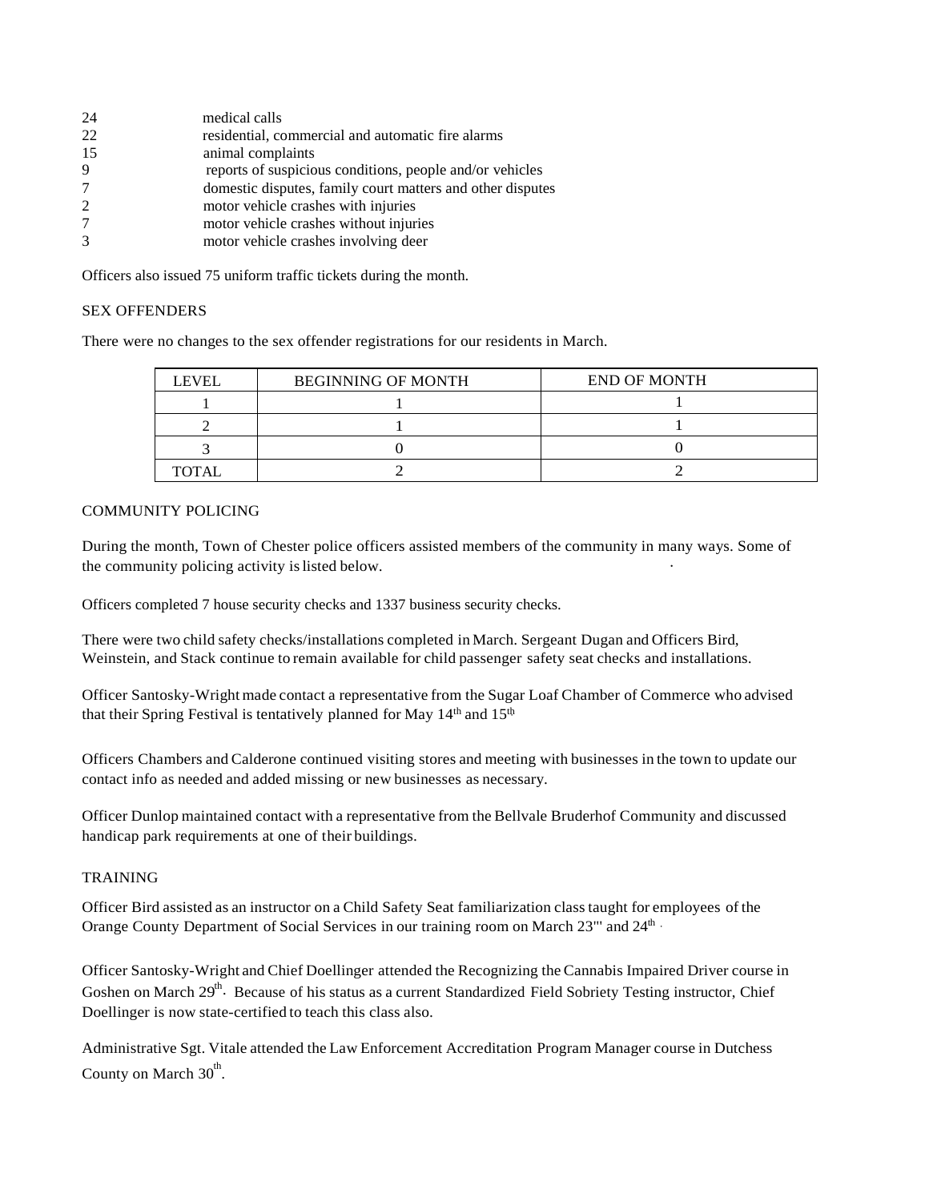24 medical calls
22 residential, commercial and automatic fire alarms
15 animal complaints
9 reports of suspicious conditions, people and/or vehicles
7 domestic disputes, family court matters and other disputes
2 motor vehicle crashes with injuries
7 motor vehicle crashes without injuries
3 motor vehicle crashes involving deer

Officers also issued 75 uniform traffic tickets during the month.

SEX OFFENDERS

There were no changes to the sex offender registrations for our residents in March.

| LEVEL | BEGINNING OF MONTH | END OF MONTH |
|---|---|---|
| 1 | 1 | 1 |
| 2 | 1 | 1 |
| 3 | 0 | 0 |
| TOTAL | 2 | 2 |

COMMUNITY POLICING

During the month, Town of Chester police officers assisted members of the community in many ways. Some of the community policing activity is listed below.

Officers completed 7 house security checks and 1337 business security checks.

There were two child safety checks/installations completed in March. Sergeant Dugan and Officers Bird, Weinstein, and Stack continue to remain available for child passenger safety seat checks and installations.

Officer Santosky-Wright made contact a representative from the Sugar Loaf Chamber of Commerce who advised that their Spring Festival is tentatively planned for May 14th and 15th

Officers Chambers and Calderone continued visiting stores and meeting with businesses in the town to update our contact info as needed and added missing or new businesses as necessary.

Officer Dunlop maintained contact with a representative from the Bellvale Bruderhof Community and discussed handicap park requirements at one of their buildings.

TRAINING

Officer Bird assisted as an instructor on a Child Safety Seat familiarization class taught for employees of the Orange County Department of Social Services in our training room on March 23''' and 24th.

Officer Santosky-Wright and Chief Doellinger attended the Recognizing the Cannabis Impaired Driver course in Goshen on March 29th. Because of his status as a current Standardized Field Sobriety Testing instructor, Chief Doellinger is now state-certified to teach this class also.

Administrative Sgt. Vitale attended the Law Enforcement Accreditation Program Manager course in Dutchess County on March 30th.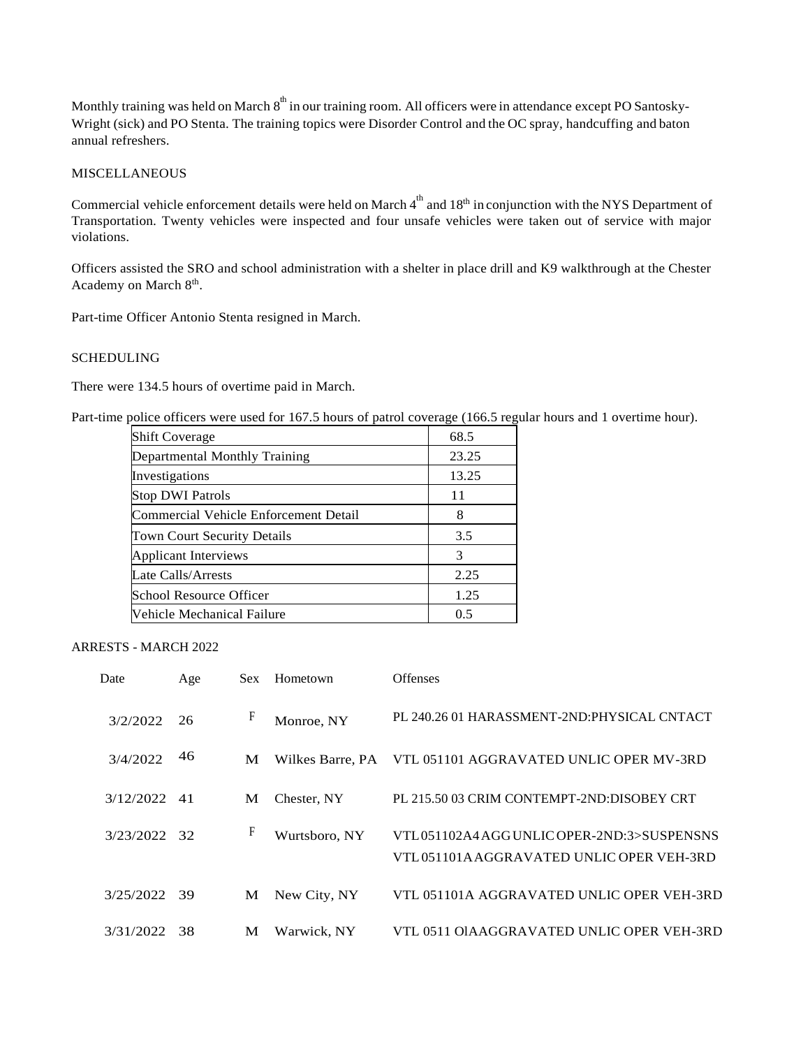Monthly training was held on March 8th in our training room. All officers were in attendance except PO Santosky-Wright (sick) and PO Stenta. The training topics were Disorder Control and the OC spray, handcuffing and baton annual refreshers.

MISCELLANEOUS

Commercial vehicle enforcement details were held on March 4th and 18th in conjunction with the NYS Department of Transportation. Twenty vehicles were inspected and four unsafe vehicles were taken out of service with major violations.

Officers assisted the SRO and school administration with a shelter in place drill and K9 walkthrough at the Chester Academy on March 8th.

Part-time Officer Antonio Stenta resigned in March.

SCHEDULING

There were 134.5 hours of overtime paid in March.

Part-time police officers were used for 167.5 hours of patrol coverage (166.5 regular hours and 1 overtime hour).

| | |
|---|---|
| Shift Coverage | 68.5 |
| Departmental Monthly Training | 23.25 |
| Investigations | 13.25 |
| Stop DWI Patrols | 11 |
| Commercial Vehicle Enforcement Detail | 8 |
| Town Court Security Details | 3.5 |
| Applicant Interviews | 3 |
| Late Calls/Arrests | 2.25 |
| School Resource Officer | 1.25 |
| Vehicle Mechanical Failure | 0.5 |

ARRESTS - MARCH 2022

| Date | Age | Sex | Hometown | Offenses |
|---|---|---|---|---|
| 3/2/2022 | 26 | F | Monroe, NY | PL 240.26 01 HARASSMENT-2ND:PHYSICAL CNTACT |
| 3/4/2022 | 46 | M | Wilkes Barre, PA | VTL 051101 AGGRAVATED UNLIC OPER MV-3RD |
| 3/12/2022 | 41 | M | Chester, NY | PL 215.50 03 CRIM CONTEMPT-2ND:DISOBEY CRT |
| 3/23/2022 | 32 | F | Wurtsboro, NY | VTL 051102A4 AGG UNLIC OPER-2ND:3>SUSPENSNS<br>VTL 051101A AGGRAVATED UNLIC OPER VEH-3RD |
| 3/25/2022 | 39 | M | New City, NY | VTL 051101A AGGRAVATED UNLIC OPER VEH-3RD |
| 3/31/2022 | 38 | M | Warwick, NY | VTL 0511 OlAAGGRAVATED UNLIC OPER VEH-3RD |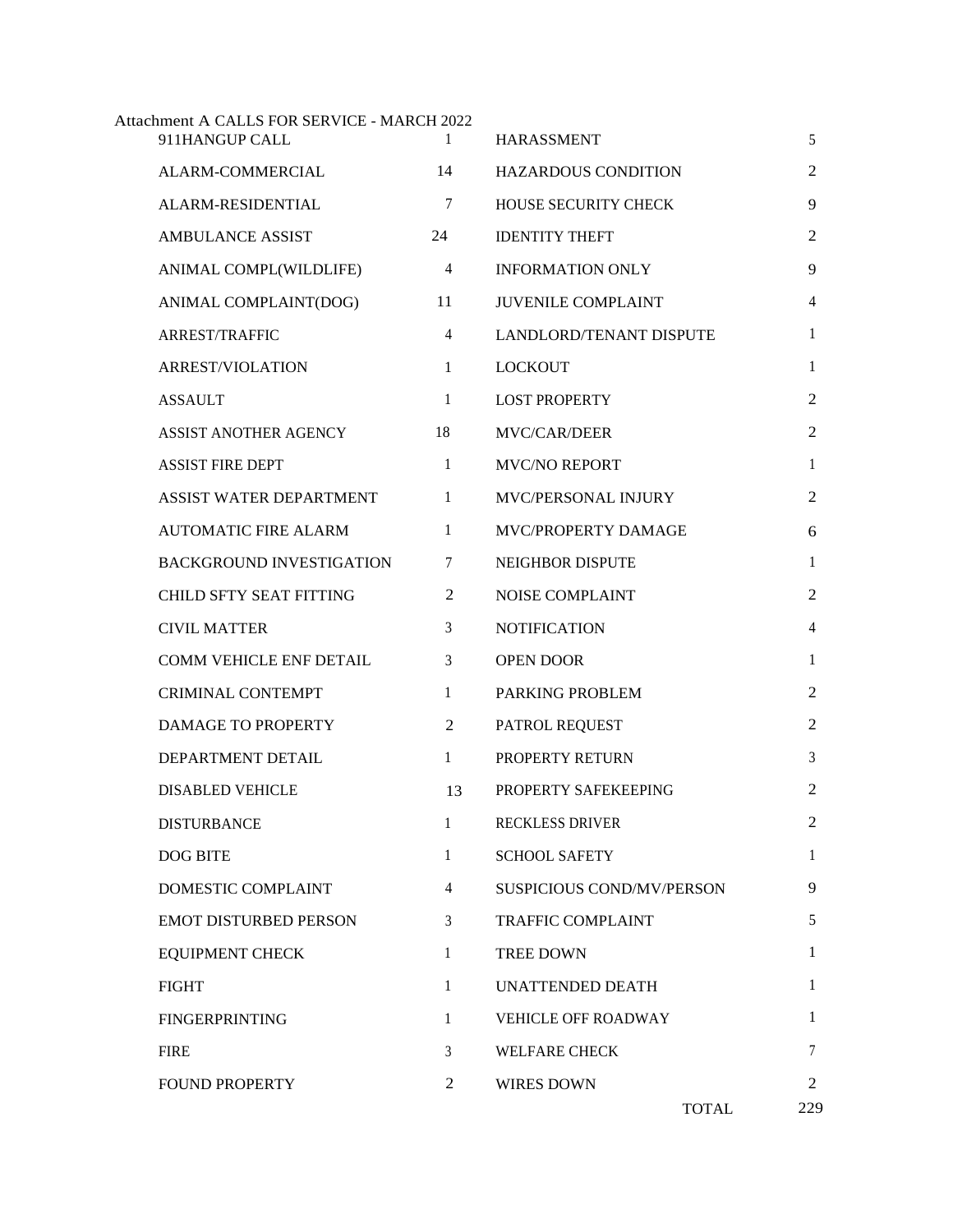Attachment A CALLS FOR SERVICE - MARCH 2022

| | | | |
|---|---|---|---|
| 911HANGUP CALL | 1 | HARASSMENT | 5 |
| ALARM-COMMERCIAL | 14 | HAZARDOUS CONDITION | 2 |
| ALARM-RESIDENTIAL | 7 | HOUSE SECURITY CHECK | 9 |
| AMBULANCE ASSIST | 24 | IDENTITY THEFT | 2 |
| ANIMAL COMPL(WILDLIFE) | 4 | INFORMATION ONLY | 9 |
| ANIMAL COMPLAINT(DOG) | 11 | JUVENILE COMPLAINT | 4 |
| ARREST/TRAFFIC | 4 | LANDLORD/TENANT DISPUTE | 1 |
| ARREST/VIOLATION | 1 | LOCKOUT | 1 |
| ASSAULT | 1 | LOST PROPERTY | 2 |
| ASSIST ANOTHER AGENCY | 18 | MVC/CAR/DEER | 2 |
| ASSIST FIRE DEPT | 1 | MVC/NO REPORT | 1 |
| ASSIST WATER DEPARTMENT | 1 | MVC/PERSONAL INJURY | 2 |
| AUTOMATIC FIRE ALARM | 1 | MVC/PROPERTY DAMAGE | 6 |
| BACKGROUND INVESTIGATION | 7 | NEIGHBOR DISPUTE | 1 |
| CHILD SFTY SEAT FITTING | 2 | NOISE COMPLAINT | 2 |
| CIVIL MATTER | 3 | NOTIFICATION | 4 |
| COMM VEHICLE ENF DETAIL | 3 | OPEN DOOR | 1 |
| CRIMINAL CONTEMPT | 1 | PARKING PROBLEM | 2 |
| DAMAGE TO PROPERTY | 2 | PATROL REQUEST | 2 |
| DEPARTMENT DETAIL | 1 | PROPERTY RETURN | 3 |
| DISABLED VEHICLE | 13 | PROPERTY SAFEKEEPING | 2 |
| DISTURBANCE | 1 | RECKLESS DRIVER | 2 |
| DOG BITE | 1 | SCHOOL SAFETY | 1 |
| DOMESTIC COMPLAINT | 4 | SUSPICIOUS COND/MV/PERSON | 9 |
| EMOT DISTURBED PERSON | 3 | TRAFFIC COMPLAINT | 5 |
| EQUIPMENT CHECK | 1 | TREE DOWN | 1 |
| FIGHT | 1 | UNATTENDED DEATH | 1 |
| FINGERPRINTING | 1 | VEHICLE OFF ROADWAY | 1 |
| FIRE | 3 | WELFARE CHECK | 7 |
| FOUND PROPERTY | 2 | WIRES DOWN | 2 |
| | | TOTAL | 229 |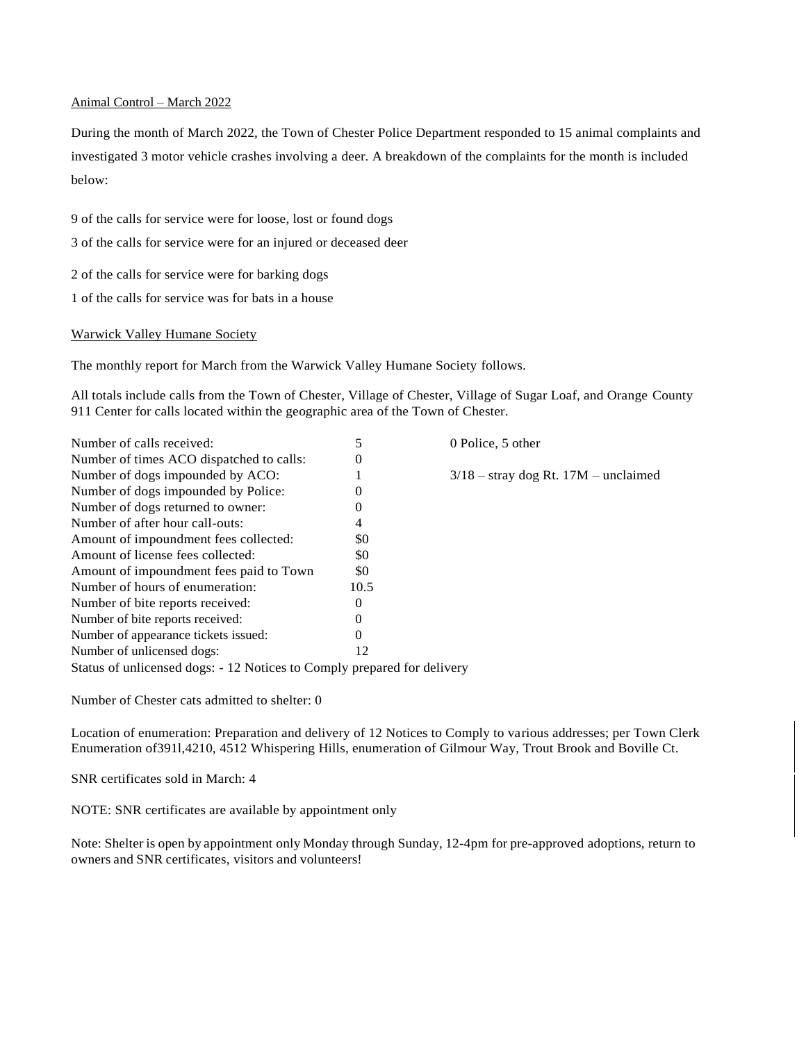## Animal Control – March 2022

During the month of March 2022, the Town of Chester Police Department responded to 15 animal complaints and investigated 3 motor vehicle crashes involving a deer. A breakdown of the complaints for the month is included below:

9 of the calls for service were for loose, lost or found dogs

3 of the calls for service were for an injured or deceased deer

2 of the calls for service were for barking dogs

1 of the calls for service was for bats in a house

## Warwick Valley Humane Society

The monthly report for March from the Warwick Valley Humane Society follows.

All totals include calls from the Town of Chester, Village of Chester, Village of Sugar Loaf, and Orange County 911 Center for calls located within the geographic area of the Town of Chester.

| | | |
|---|---|---|
| Number of calls received: | 5 | 0 Police, 5 other |
| Number of times ACO dispatched to calls: | 0 | |
| Number of dogs impounded by ACO: | 1 | 3/18 – stray dog Rt. 17M – unclaimed |
| Number of dogs impounded by Police: | 0 | |
| Number of dogs returned to owner: | 0 | |
| Number of after hour call-outs: | 4 | |
| Amount of impoundment fees collected: | $0 | |
| Amount of license fees collected: | $0 | |
| Amount of impoundment fees paid to Town | $0 | |
| Number of hours of enumeration: | 10.5 | |
| Number of bite reports received: | 0 | |
| Number of bite reports received: | 0 | |
| Number of appearance tickets issued: | 0 | |
| Number of unlicensed dogs: | 12 | |

Status of unlicensed dogs: - 12 Notices to Comply prepared for delivery

Number of Chester cats admitted to shelter: 0

Location of enumeration: Preparation and delivery of 12 Notices to Comply to various addresses; per Town Clerk Enumeration of391l,4210, 4512 Whispering Hills, enumeration of Gilmour Way, Trout Brook and Boville Ct.

SNR certificates sold in March: 4

NOTE: SNR certificates are available by appointment only

Note: Shelter is open by appointment only Monday through Sunday, 12-4pm for pre-approved adoptions, return to owners and SNR certificates, visitors and volunteers!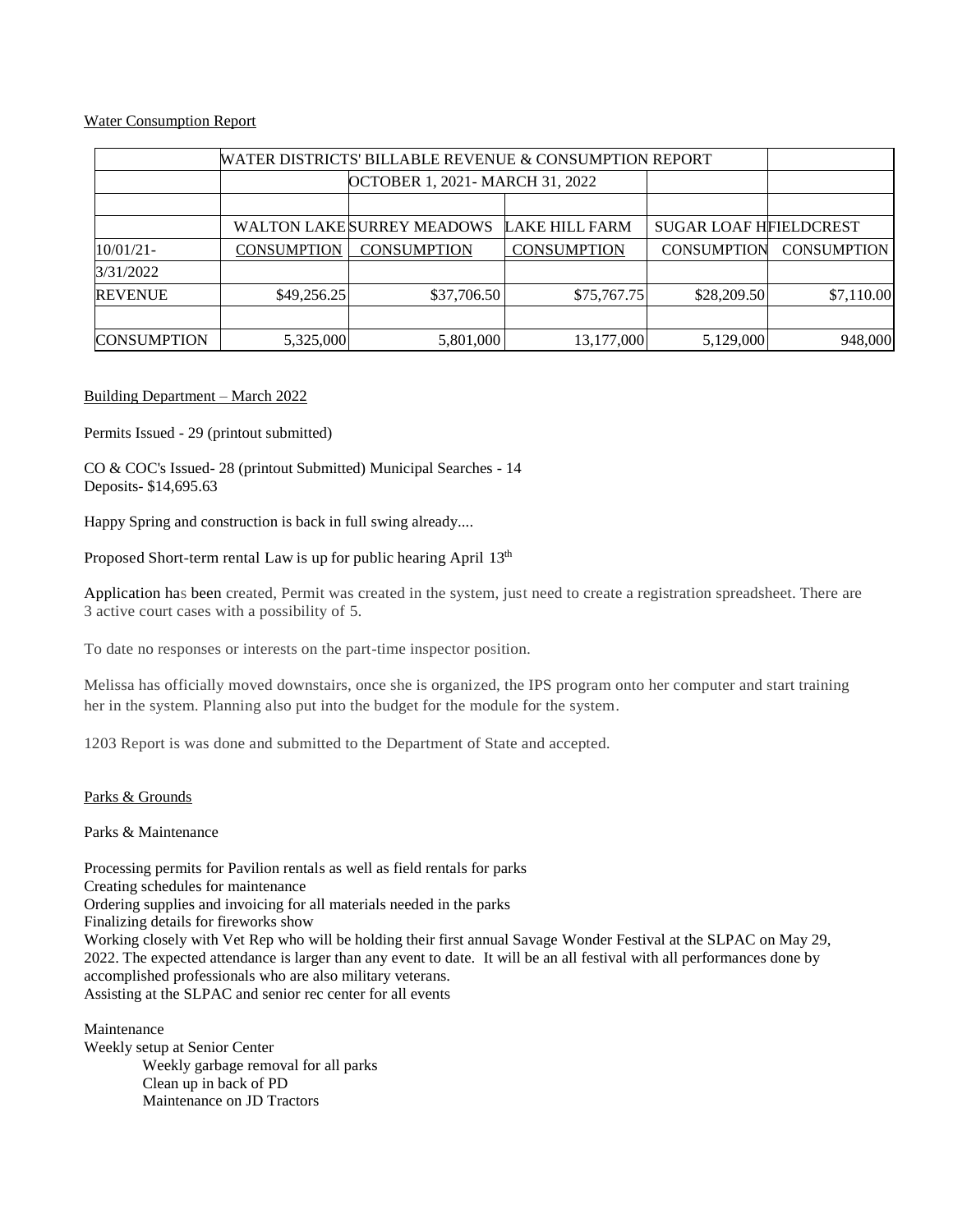Water Consumption Report

| | WATER DISTRICTS' BILLABLE REVENUE & CONSUMPTION REPORT | | | | |
|---|---|---|---|---|---|
| | | OCTOBER 1, 2021- MARCH 31, 2022 | | | |
| | | | | | |
| | WALTON LAKE | SURREY MEADOWS | LAKE HILL FARM | SUGAR LOAF H | FIELDCREST |
| 10/01/21- | CONSUMPTION | CONSUMPTION | CONSUMPTION | CONSUMPTION | CONSUMPTION |
| 3/31/2022 | | | | | |
| REVENUE | $49,256.25 | $37,706.50 | $75,767.75 | $28,209.50 | $7,110.00 |
| | | | | | |
| CONSUMPTION | 5,325,000 | 5,801,000 | 13,177,000 | 5,129,000 | 948,000 |

Building Department – March 2022

Permits Issued - 29 (printout submitted)

CO & COC's Issued- 28 (printout Submitted) Municipal Searches - 14
Deposits- $14,695.63

Happy Spring and construction is back in full swing already....

Proposed Short-term rental Law is up for public hearing April 13th

Application has been created, Permit was created in the system, just need to create a registration spreadsheet. There are 3 active court cases with a possibility of 5.

To date no responses or interests on the part-time inspector position.

Melissa has officially moved downstairs, once she is organized, the IPS program onto her computer and start training her in the system. Planning also put into the budget for the module for the system.

1203 Report is was done and submitted to the Department of State and accepted.

Parks & Grounds

Parks & Maintenance

Processing permits for Pavilion rentals as well as field rentals for parks
Creating schedules for maintenance
Ordering supplies and invoicing for all materials needed in the parks
Finalizing details for fireworks show
Working closely with Vet Rep who will be holding their first annual Savage Wonder Festival at the SLPAC on May 29, 2022. The expected attendance is larger than any event to date. It will be an all festival with all performances done by accomplished professionals who are also military veterans.
Assisting at the SLPAC and senior rec center for all events

Maintenance
Weekly setup at Senior Center
- Weekly garbage removal for all parks
- Clean up in back of PD
- Maintenance on JD Tractors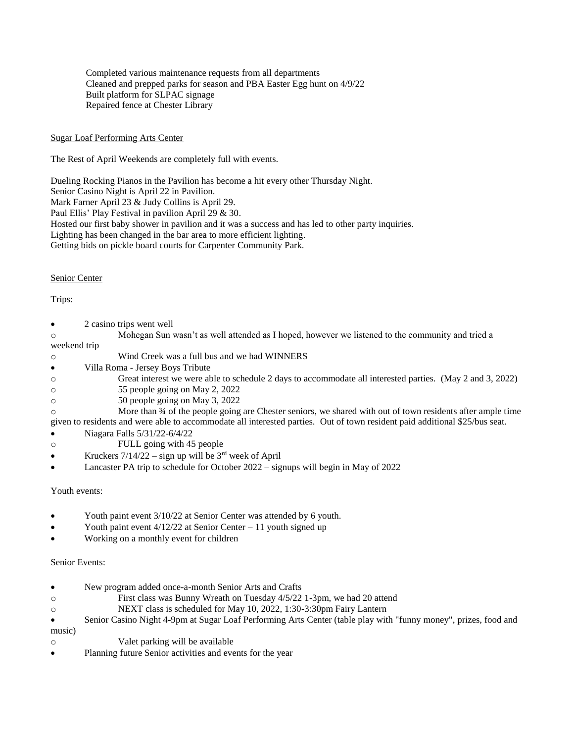Completed various maintenance requests from all departments
Cleaned and prepped parks for season and PBA Easter Egg hunt on 4/9/22
Built platform for SLPAC signage
Repaired fence at Chester Library

Sugar Loaf Performing Arts Center

The Rest of April Weekends are completely full with events.

Dueling Rocking Pianos in the Pavilion has become a hit every other Thursday Night.
Senior Casino Night is April 22 in Pavilion.
Mark Farner April 23 & Judy Collins is April 29.
Paul Ellis' Play Festival in pavilion April 29 & 30.
Hosted our first baby shower in pavilion and it was a success and has led to other party inquiries.
Lighting has been changed in the bar area to more efficient lighting.
Getting bids on pickle board courts for Carpenter Community Park.

Senior Center

Trips:

- 2 casino trips went well
  - Mohegan Sun wasn't as well attended as I hoped, however we listened to the community and tried a weekend trip
  - Wind Creek was a full bus and we had WINNERS
- Villa Roma - Jersey Boys Tribute
  - Great interest we were able to schedule 2 days to accommodate all interested parties. (May 2 and 3, 2022)
  - 55 people going on May 2, 2022
  - 50 people going on May 3, 2022
  - More than ¾ of the people going are Chester seniors, we shared with out of town residents after ample time given to residents and were able to accommodate all interested parties. Out of town resident paid additional $25/bus seat.
- Niagara Falls 5/31/22-6/4/22
  - FULL going with 45 people
- Kruckers 7/14/22 – sign up will be 3rd week of April
- Lancaster PA trip to schedule for October 2022 – signups will begin in May of 2022

Youth events:

- Youth paint event 3/10/22 at Senior Center was attended by 6 youth.
- Youth paint event 4/12/22 at Senior Center – 11 youth signed up
- Working on a monthly event for children

Senior Events:

- New program added once-a-month Senior Arts and Crafts
  - First class was Bunny Wreath on Tuesday 4/5/22 1-3pm, we had 20 attend
  - NEXT class is scheduled for May 10, 2022, 1:30-3:30pm Fairy Lantern
- Senior Casino Night 4-9pm at Sugar Loaf Performing Arts Center (table play with "funny money", prizes, food and music)
  - Valet parking will be available
- Planning future Senior activities and events for the year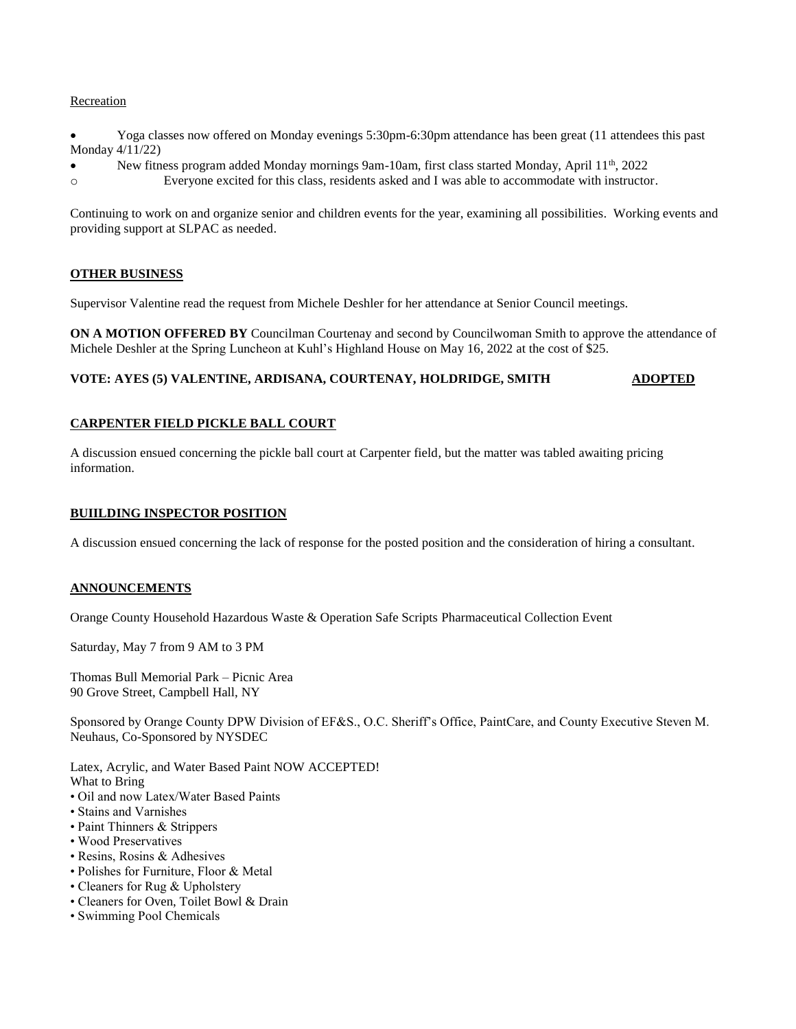Recreation

- Yoga classes now offered on Monday evenings 5:30pm-6:30pm attendance has been great (11 attendees this past Monday 4/11/22)
- New fitness program added Monday mornings 9am-10am, first class started Monday, April 11th, 2022
  - Everyone excited for this class, residents asked and I was able to accommodate with instructor.

Continuing to work on and organize senior and children events for the year, examining all possibilities. Working events and providing support at SLPAC as needed.

**OTHER BUSINESS**

Supervisor Valentine read the request from Michele Deshler for her attendance at Senior Council meetings.

**ON A MOTION OFFERED BY** Councilman Courtenay and second by Councilwoman Smith to approve the attendance of Michele Deshler at the Spring Luncheon at Kuhl's Highland House on May 16, 2022 at the cost of $25.

**VOTE: AYES (5) VALENTINE, ARDISANA, COURTENAY, HOLDRIDGE, SMITH ADOPTED**

**CARPENTER FIELD PICKLE BALL COURT**

A discussion ensued concerning the pickle ball court at Carpenter field, but the matter was tabled awaiting pricing information.

**BUIILDING INSPECTOR POSITION**

A discussion ensued concerning the lack of response for the posted position and the consideration of hiring a consultant.

**ANNOUNCEMENTS**

Orange County Household Hazardous Waste & Operation Safe Scripts Pharmaceutical Collection Event

Saturday, May 7 from 9 AM to 3 PM

Thomas Bull Memorial Park – Picnic Area
90 Grove Street, Campbell Hall, NY

Sponsored by Orange County DPW Division of EF&S., O.C. Sheriff's Office, PaintCare, and County Executive Steven M. Neuhaus, Co-Sponsored by NYSDEC

Latex, Acrylic, and Water Based Paint NOW ACCEPTED!
What to Bring

- Oil and now Latex/Water Based Paints
- Stains and Varnishes
- Paint Thinners & Strippers
- Wood Preservatives
- Resins, Rosins & Adhesives
- Polishes for Furniture, Floor & Metal
- Cleaners for Rug & Upholstery
- Cleaners for Oven, Toilet Bowl & Drain
- Swimming Pool Chemicals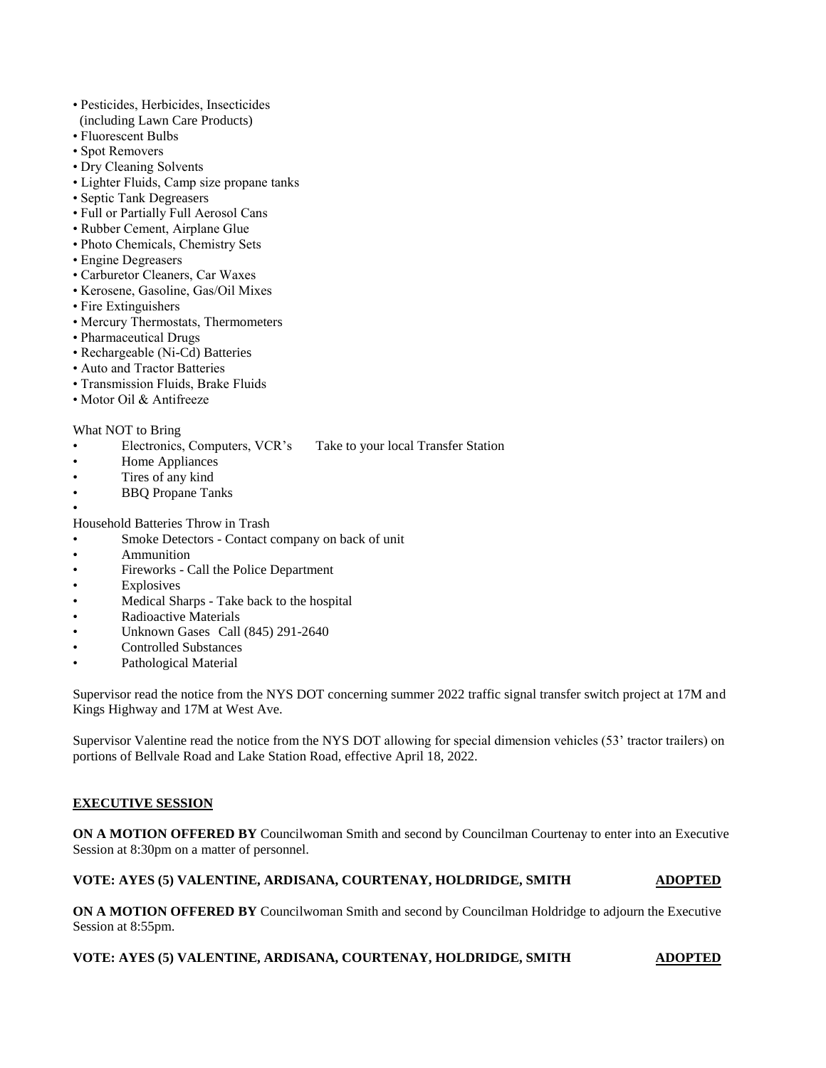- Pesticides, Herbicides, Insecticides (including Lawn Care Products)
- Fluorescent Bulbs
- Spot Removers
- Dry Cleaning Solvents
- Lighter Fluids, Camp size propane tanks
- Septic Tank Degreasers
- Full or Partially Full Aerosol Cans
- Rubber Cement, Airplane Glue
- Photo Chemicals, Chemistry Sets
- Engine Degreasers
- Carburetor Cleaners, Car Waxes
- Kerosene, Gasoline, Gas/Oil Mixes
- Fire Extinguishers
- Mercury Thermostats, Thermometers
- Pharmaceutical Drugs
- Rechargeable (Ni-Cd) Batteries
- Auto and Tractor Batteries
- Transmission Fluids, Brake Fluids
- Motor Oil & Antifreeze

What NOT to Bring

- Electronics, Computers, VCR's    Take to your local Transfer Station
- Home Appliances
- Tires of any kind
- BBQ Propane Tanks
-

Household Batteries Throw in Trash

- Smoke Detectors - Contact company on back of unit
- Ammunition
- Fireworks - Call the Police Department
- Explosives
- Medical Sharps - Take back to the hospital
- Radioactive Materials
- Unknown Gases  Call (845) 291-2640
- Controlled Substances
- Pathological Material

Supervisor read the notice from the NYS DOT concerning summer 2022 traffic signal transfer switch project at 17M and Kings Highway and 17M at West Ave.

Supervisor Valentine read the notice from the NYS DOT allowing for special dimension vehicles (53' tractor trailers) on portions of Bellvale Road and Lake Station Road, effective April 18, 2022.

**EXECUTIVE SESSION**

**ON A MOTION OFFERED BY** Councilwoman Smith and second by Councilman Courtenay to enter into an Executive Session at 8:30pm on a matter of personnel.

**VOTE: AYES (5) VALENTINE, ARDISANA, COURTENAY, HOLDRIDGE, SMITH    ADOPTED**

**ON A MOTION OFFERED BY** Councilwoman Smith and second by Councilman Holdridge to adjourn the Executive Session at 8:55pm.

**VOTE: AYES (5) VALENTINE, ARDISANA, COURTENAY, HOLDRIDGE, SMITH    ADOPTED**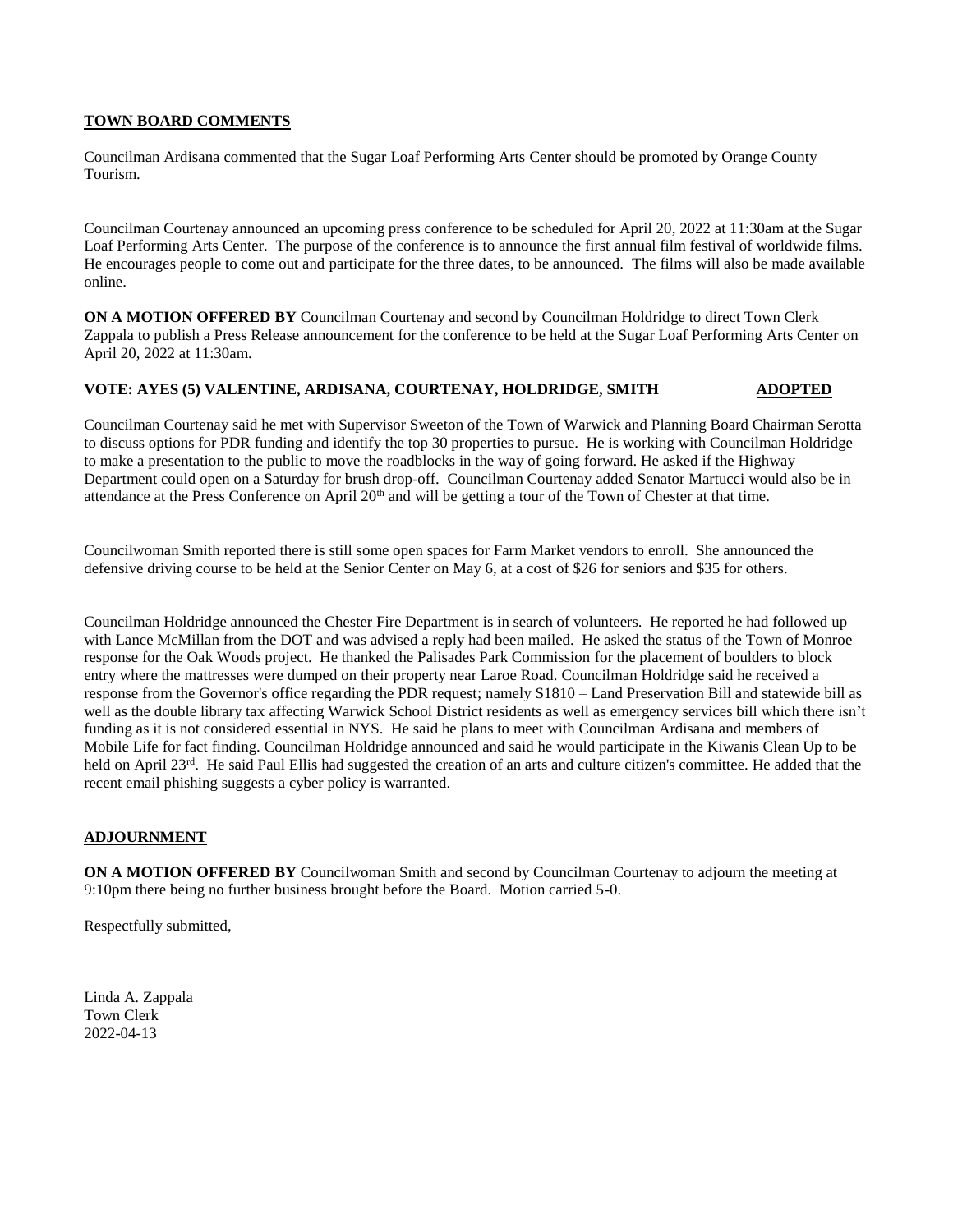**TOWN BOARD COMMENTS**

Councilman Ardisana commented that the Sugar Loaf Performing Arts Center should be promoted by Orange County Tourism.

Councilman Courtenay announced an upcoming press conference to be scheduled for April 20, 2022 at 11:30am at the Sugar Loaf Performing Arts Center. The purpose of the conference is to announce the first annual film festival of worldwide films. He encourages people to come out and participate for the three dates, to be announced. The films will also be made available online.

**ON A MOTION OFFERED BY** Councilman Courtenay and second by Councilman Holdridge to direct Town Clerk Zappala to publish a Press Release announcement for the conference to be held at the Sugar Loaf Performing Arts Center on April 20, 2022 at 11:30am.

**VOTE: AYES (5) VALENTINE, ARDISANA, COURTENAY, HOLDRIDGE, SMITH** **ADOPTED**

Councilman Courtenay said he met with Supervisor Sweeton of the Town of Warwick and Planning Board Chairman Serotta to discuss options for PDR funding and identify the top 30 properties to pursue. He is working with Councilman Holdridge to make a presentation to the public to move the roadblocks in the way of going forward. He asked if the Highway Department could open on a Saturday for brush drop-off. Councilman Courtenay added Senator Martucci would also be in attendance at the Press Conference on April 20th and will be getting a tour of the Town of Chester at that time.

Councilwoman Smith reported there is still some open spaces for Farm Market vendors to enroll. She announced the defensive driving course to be held at the Senior Center on May 6, at a cost of $26 for seniors and $35 for others.

Councilman Holdridge announced the Chester Fire Department is in search of volunteers. He reported he had followed up with Lance McMillan from the DOT and was advised a reply had been mailed. He asked the status of the Town of Monroe response for the Oak Woods project. He thanked the Palisades Park Commission for the placement of boulders to block entry where the mattresses were dumped on their property near Laroe Road. Councilman Holdridge said he received a response from the Governor's office regarding the PDR request; namely S1810 – Land Preservation Bill and statewide bill as well as the double library tax affecting Warwick School District residents as well as emergency services bill which there isn't funding as it is not considered essential in NYS. He said he plans to meet with Councilman Ardisana and members of Mobile Life for fact finding. Councilman Holdridge announced and said he would participate in the Kiwanis Clean Up to be held on April 23rd. He said Paul Ellis had suggested the creation of an arts and culture citizen's committee. He added that the recent email phishing suggests a cyber policy is warranted.

**ADJOURNMENT**

**ON A MOTION OFFERED BY** Councilwoman Smith and second by Councilman Courtenay to adjourn the meeting at 9:10pm there being no further business brought before the Board. Motion carried 5-0.

Respectfully submitted,

Linda A. Zappala
Town Clerk
2022-04-13